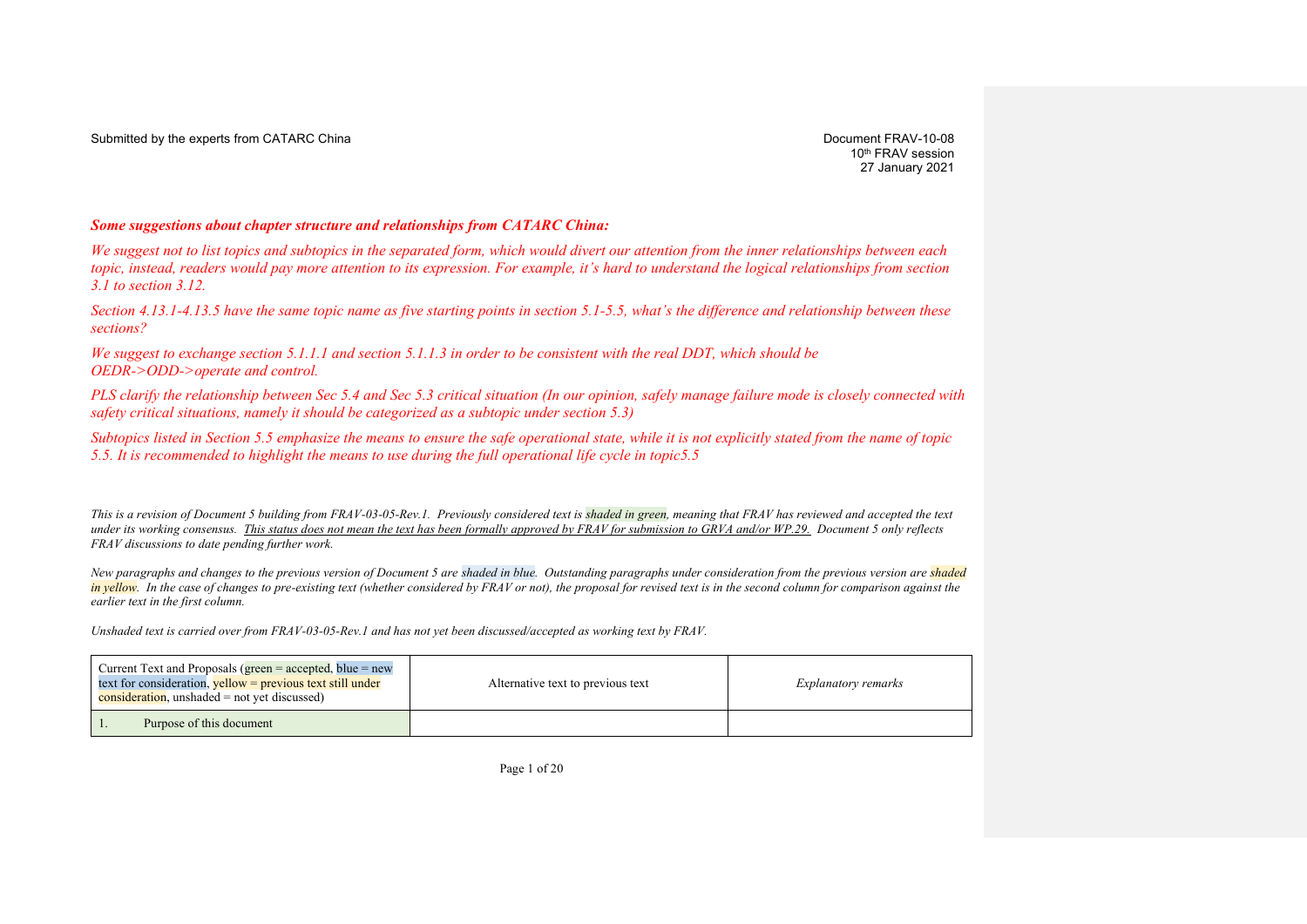Submitted by the experts from CATARC China

Document FRAV-10-08
10th FRAV session
27 January 2021

***Some suggestions about chapter structure and relationships from CATARC China:***

*We suggest not to list topics and subtopics in the separated form, which would divert our attention from the inner relationships between each topic, instead, readers would pay more attention to its expression. For example, it's hard to understand the logical relationships from section 3.1 to section 3.12.*

*Section 4.13.1-4.13.5 have the same topic name as five starting points in section 5.1-5.5, what's the difference and relationship between these sections?*

*We suggest to exchange section 5.1.1.1 and section 5.1.1.3 in order to be consistent with the real DDT, which should be OEDR->ODD->operate and control.*

*PLS clarify the relationship between Sec 5.4 and Sec 5.3 critical situation (In our opinion, safely manage failure mode is closely connected with safety critical situations, namely it should be categorized as a subtopic under section 5.3)*

*Subtopics listed in Section 5.5 emphasize the means to ensure the safe operational state, while it is not explicitly stated from the name of topic 5.5. It is recommended to highlight the means to use during the full operational life cycle in topic5.5*

*This is a revision of Document 5 building from FRAV-03-05-Rev.1. Previously considered text is shaded in green, meaning that FRAV has reviewed and accepted the text under its working consensus. This status does not mean the text has been formally approved by FRAV for submission to GRVA and/or WP.29. Document 5 only reflects FRAV discussions to date pending further work.*

*New paragraphs and changes to the previous version of Document 5 are shaded in blue. Outstanding paragraphs under consideration from the previous version are shaded in yellow. In the case of changes to pre-existing text (whether considered by FRAV or not), the proposal for revised text is in the second column for comparison against the earlier text in the first column.*

*Unshaded text is carried over from FRAV-03-05-Rev.1 and has not yet been discussed/accepted as working text by FRAV.*

| Current Text and Proposals (green = accepted, blue = new text for consideration, yellow = previous text still under consideration, unshaded = not yet discussed) | Alternative text to previous text | *Explanatory remarks* |
|---|---|---|
| 1. Purpose of this document | | |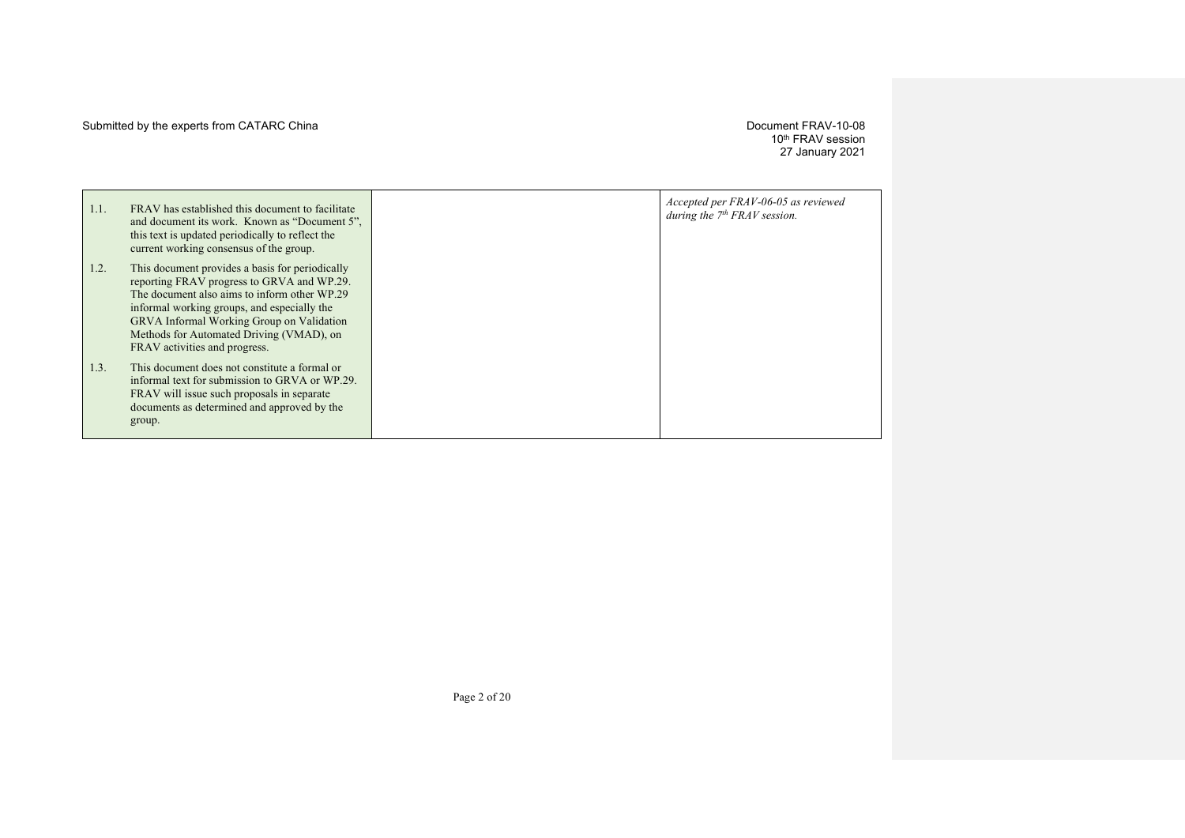| | | |
|---|---|---|
| 1.1. FRAV has established this document to facilitate and document its work. Known as "Document 5", this text is updated periodically to reflect the current working consensus of the group.<br><br>1.2. This document provides a basis for periodically reporting FRAV progress to GRVA and WP.29. The document also aims to inform other WP.29 informal working groups, and especially the GRVA Informal Working Group on Validation Methods for Automated Driving (VMAD), on FRAV activities and progress.<br><br>1.3. This document does not constitute a formal or informal text for submission to GRVA or WP.29. FRAV will issue such proposals in separate documents as determined and approved by the group. | | *Accepted per FRAV-06-05 as reviewed during the 7th FRAV session.* |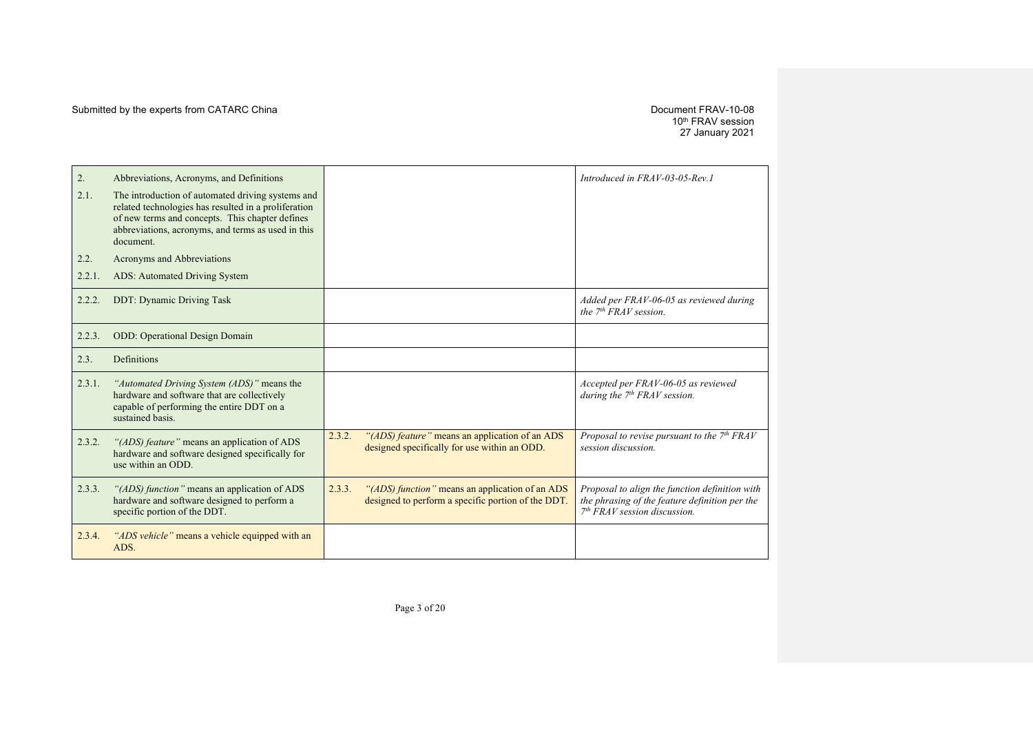Submitted by the experts from CATARC China

Document FRAV-10-08
10th FRAV session
27 January 2021

| | | |
|---|---|---|
| 2. Abbreviations, Acronyms, and Definitions<br>2.1. The introduction of automated driving systems and related technologies has resulted in a proliferation of new terms and concepts. This chapter defines abbreviations, acronyms, and terms as used in this document.<br>2.2. Acronyms and Abbreviations<br>2.2.1. ADS: Automated Driving System | | *Introduced in FRAV-03-05-Rev.1* |
| 2.2.2. DDT: Dynamic Driving Task | | *Added per FRAV-06-05 as reviewed during the 7th FRAV session.* |
| 2.2.3. ODD: Operational Design Domain | | |
| 2.3. Definitions | | |
| 2.3.1. *"Automated Driving System (ADS)"* means the hardware and software that are collectively capable of performing the entire DDT on a sustained basis. | | *Accepted per FRAV-06-05 as reviewed during the 7th FRAV session.* |
| 2.3.2. *"(ADS) feature"* means an application of ADS hardware and software designed specifically for use within an ODD. | 2.3.2. *"(ADS) feature"* means an application of an ADS designed specifically for use within an ODD. | *Proposal to revise pursuant to the 7th FRAV session discussion.* |
| 2.3.3. *"(ADS) function"* means an application of ADS hardware and software designed to perform a specific portion of the DDT. | 2.3.3. *"(ADS) function"* means an application of an ADS designed to perform a specific portion of the DDT. | *Proposal to align the function definition with the phrasing of the feature definition per the 7th FRAV session discussion.* |
| 2.3.4. *"ADS vehicle"* means a vehicle equipped with an ADS. | | |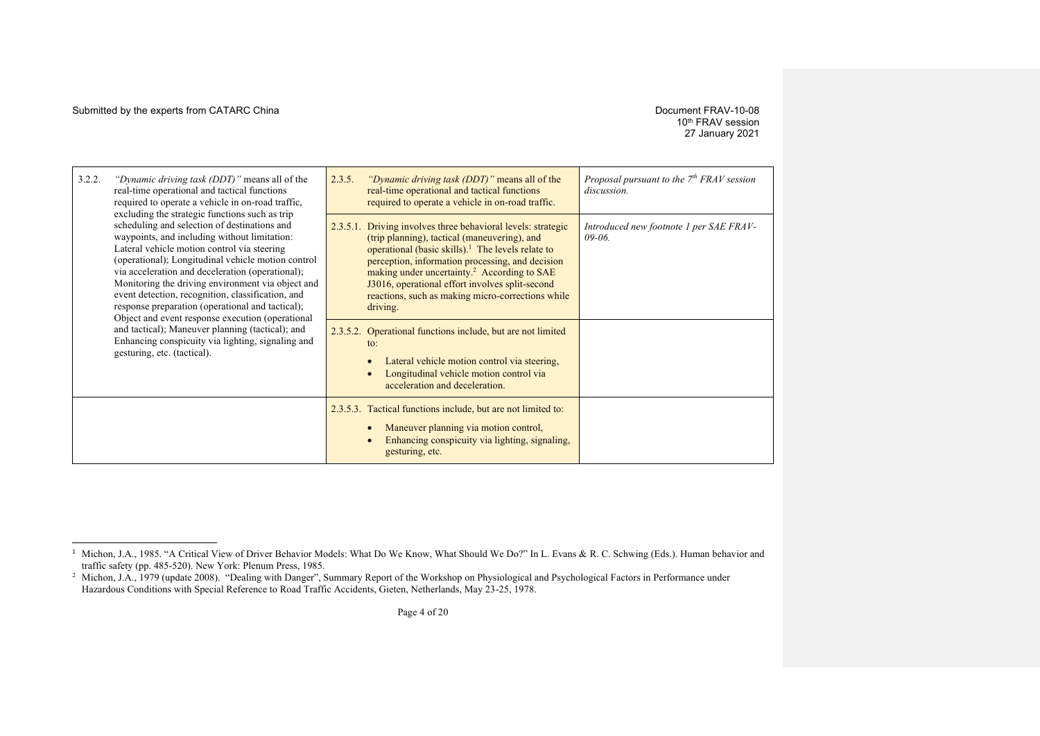| | | |
|---|---|---|
| 3.2.2. *"Dynamic driving task (DDT)"* means all of the real-time operational and tactical functions required to operate a vehicle in on-road traffic, excluding the strategic functions such as trip scheduling and selection of destinations and waypoints, and including without limitation: Lateral vehicle motion control via steering (operational); Longitudinal vehicle motion control via acceleration and deceleration (operational); Monitoring the driving environment via object and event detection, recognition, classification, and response preparation (operational and tactical); Object and event response execution (operational and tactical); Maneuver planning (tactical); and Enhancing conspicuity via lighting, signaling and gesturing, etc. (tactical). | 2.3.5. *"Dynamic driving task (DDT)"* means all of the real-time operational and tactical functions required to operate a vehicle in on-road traffic. | *Proposal pursuant to the 7th FRAV session discussion.* |
| | 2.3.5.1. Driving involves three behavioral levels: strategic (trip planning), tactical (maneuvering), and operational (basic skills).[1] The levels relate to perception, information processing, and decision making under uncertainty.[2] According to SAE J3016, operational effort involves split-second reactions, such as making micro-corrections while driving. | *Introduced new footnote 1 per SAE FRAV-09-06.* |
| | 2.3.5.2. Operational functions include, but are not limited to:<br>• Lateral vehicle motion control via steering,<br>• Longitudinal vehicle motion control via acceleration and deceleration. | |
| | 2.3.5.3. Tactical functions include, but are not limited to:<br>• Maneuver planning via motion control,<br>• Enhancing conspicuity via lighting, signaling, gesturing, etc. | |

[1] Michon, J.A., 1985. "A Critical View of Driver Behavior Models: What Do We Know, What Should We Do?" In L. Evans & R. C. Schwing (Eds.). Human behavior and traffic safety (pp. 485-520). New York: Plenum Press, 1985.

[2] Michon, J.A., 1979 (update 2008). "Dealing with Danger", Summary Report of the Workshop on Physiological and Psychological Factors in Performance under Hazardous Conditions with Special Reference to Road Traffic Accidents, Gieten, Netherlands, May 23-25, 1978.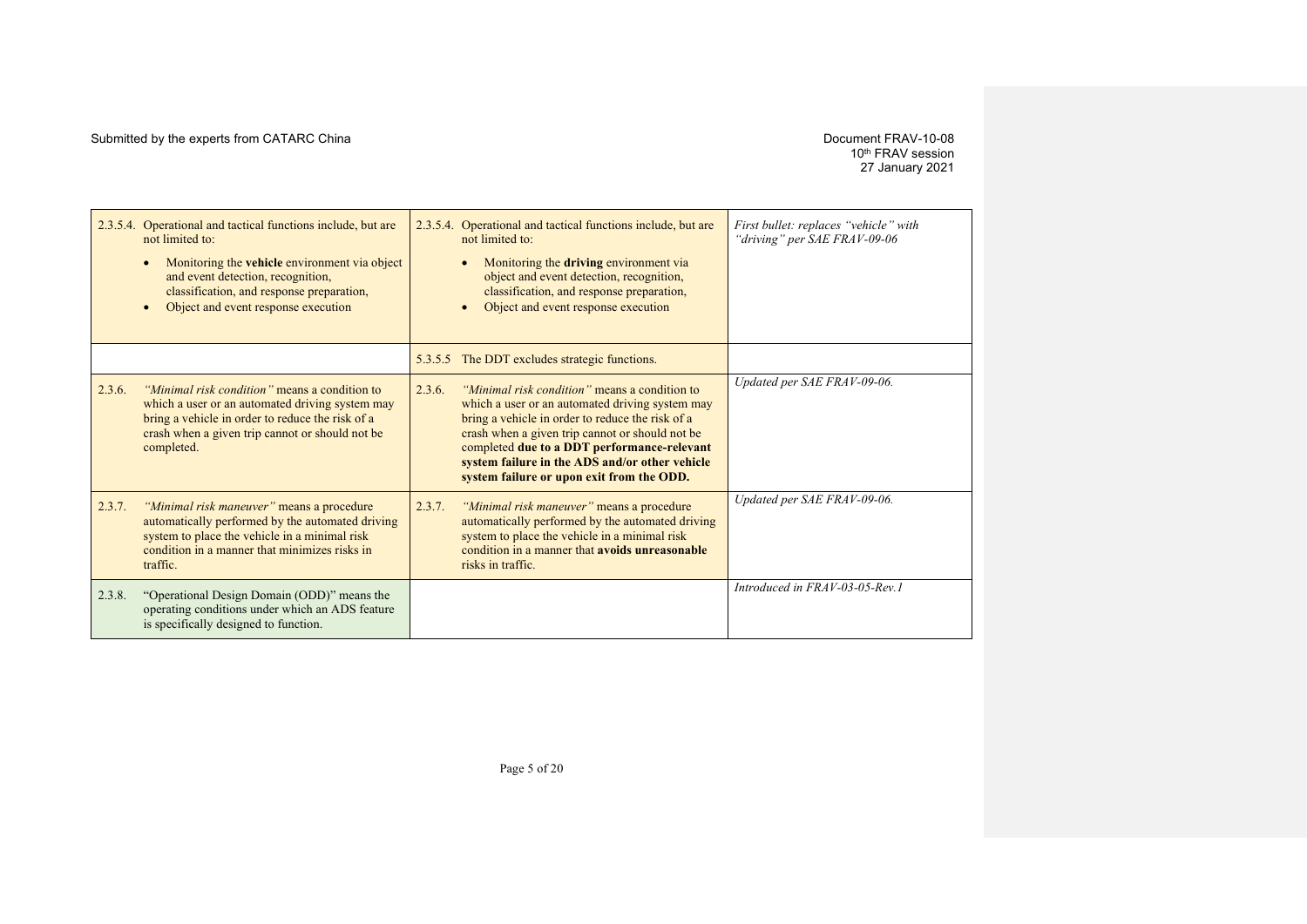| | | |
|---|---|---|
| 2.3.5.4. Operational and tactical functions include, but are not limited to:<br>• Monitoring the **vehicle** environment via object and event detection, recognition, classification, and response preparation,<br>• Object and event response execution | 2.3.5.4. Operational and tactical functions include, but are not limited to:<br>• Monitoring the **driving** environment via object and event detection, recognition, classification, and response preparation,<br>• Object and event response execution | *First bullet: replaces "vehicle" with "driving" per SAE FRAV-09-06* |
| | 5.3.5.5 The DDT excludes strategic functions. | |
| 2.3.6. *"Minimal risk condition"* means a condition to which a user or an automated driving system may bring a vehicle in order to reduce the risk of a crash when a given trip cannot or should not be completed. | 2.3.6. *"Minimal risk condition"* means a condition to which a user or an automated driving system may bring a vehicle in order to reduce the risk of a crash when a given trip cannot or should not be completed **due to a DDT performance-relevant system failure in the ADS and/or other vehicle system failure or upon exit from the ODD.** | *Updated per SAE FRAV-09-06.* |
| 2.3.7. *"Minimal risk maneuver"* means a procedure automatically performed by the automated driving system to place the vehicle in a minimal risk condition in a manner that minimizes risks in traffic. | 2.3.7. *"Minimal risk maneuver"* means a procedure automatically performed by the automated driving system to place the vehicle in a minimal risk condition in a manner that **avoids unreasonable** risks in traffic. | *Updated per SAE FRAV-09-06.* |
| 2.3.8. "Operational Design Domain (ODD)" means the operating conditions under which an ADS feature is specifically designed to function. | | *Introduced in FRAV-03-05-Rev.1* |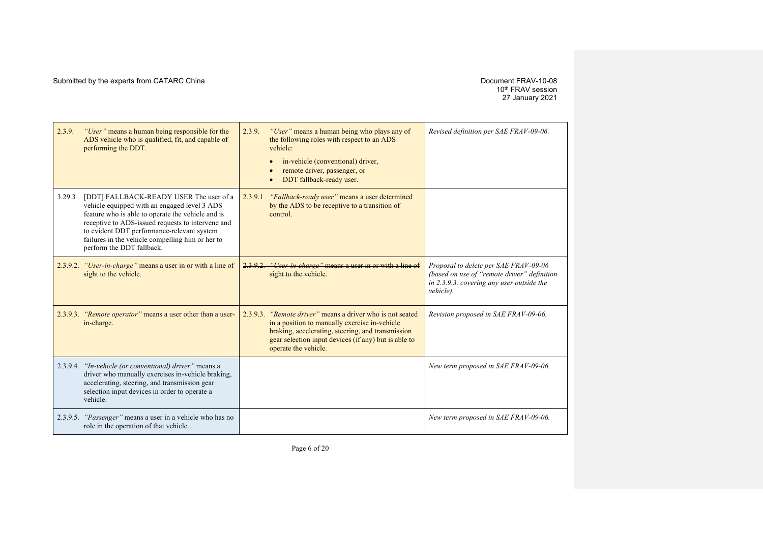| | | |
|---|---|---|
| 2.3.9. *"User"* means a human being responsible for the ADS vehicle who is qualified, fit, and capable of performing the DDT. | 2.3.9. *"User"* means a human being who plays any of the following roles with respect to an ADS vehicle:<br>• in-vehicle (conventional) driver,<br>• remote driver, passenger, or<br>• DDT fallback-ready user. | *Revised definition per SAE FRAV-09-06.* |
| 3.29.3 [DDT] FALLBACK-READY USER The user of a vehicle equipped with an engaged level 3 ADS feature who is able to operate the vehicle and is receptive to ADS-issued requests to intervene and to evident DDT performance-relevant system failures in the vehicle compelling him or her to perform the DDT fallback. | 2.3.9.1 *"Fallback-ready user"* means a user determined by the ADS to be receptive to a transition of control. | |
| 2.3.9.2. *"User-in-charge"* means a user in or with a line of sight to the vehicle. | ~~2.3.9.2. *"User-in-charge"* means a user in or with a line of sight to the vehicle.~~ | *Proposal to delete per SAE FRAV-09-06 (based on use of "remote driver" definition in 2.3.9.3. covering any user outside the vehicle).* |
| 2.3.9.3. *"Remote operator"* means a user other than a user-in-charge. | 2.3.9.3. *"Remote driver"* means a driver who is not seated in a position to manually exercise in-vehicle braking, accelerating, steering, and transmission gear selection input devices (if any) but is able to operate the vehicle. | *Revision proposed in SAE FRAV-09-06.* |
| 2.3.9.4. *"In-vehicle (or conventional) driver"* means a driver who manually exercises in-vehicle braking, accelerating, steering, and transmission gear selection input devices in order to operate a vehicle. | | *New term proposed in SAE FRAV-09-06.* |
| 2.3.9.5. *"Passenger"* means a user in a vehicle who has no role in the operation of that vehicle. | | *New term proposed in SAE FRAV-09-06.* |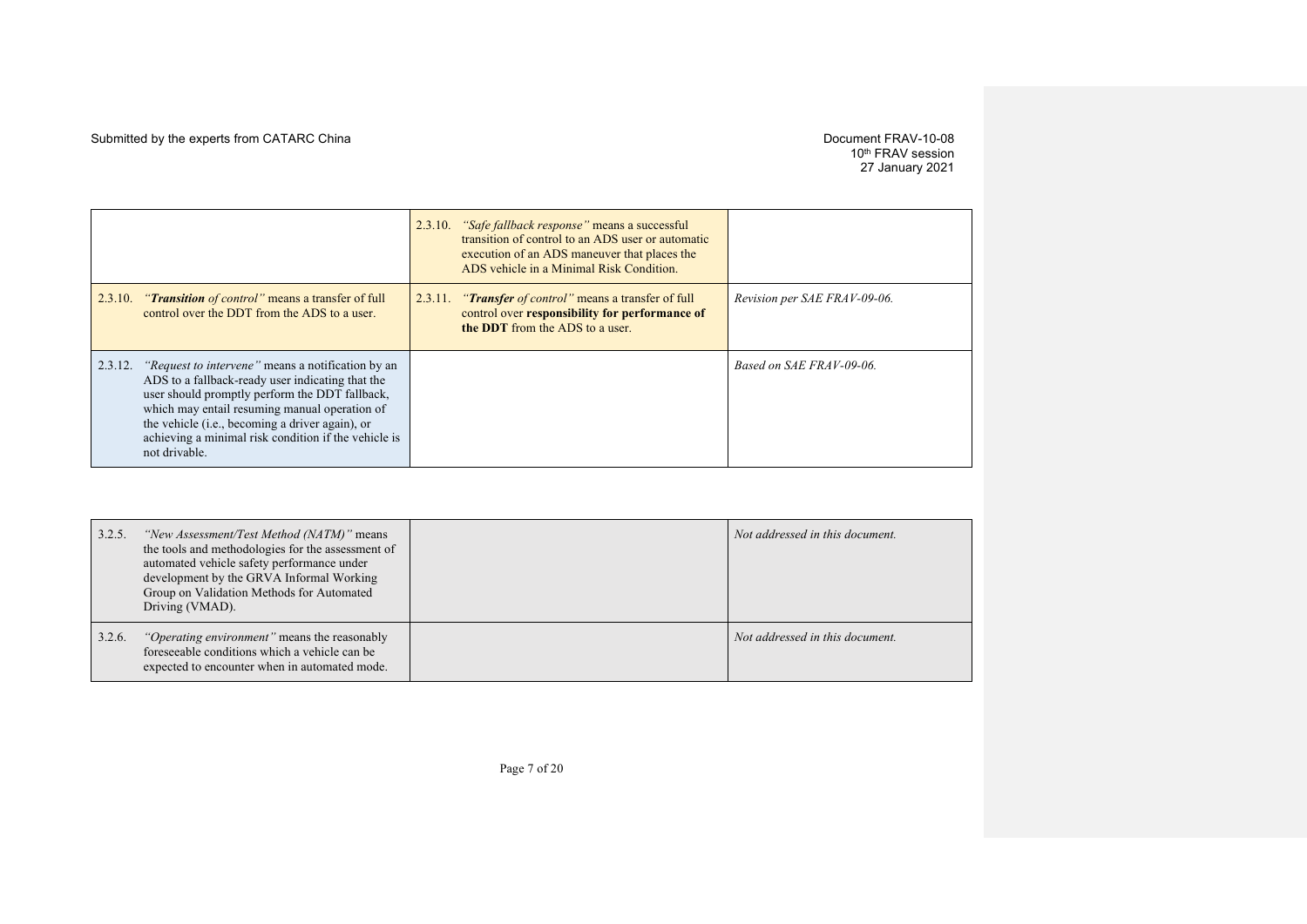Submitted by the experts from CATARC China

Document FRAV-10-08
10th FRAV session
27 January 2021

| | | |
|---|---|---|
| | 2.3.10. *"Safe fallback response"* means a successful transition of control to an ADS user or automatic execution of an ADS maneuver that places the ADS vehicle in a Minimal Risk Condition. | |
| 2.3.10. *"**Transition** of control"* means a transfer of full control over the DDT from the ADS to a user. | 2.3.11. *"**Transfer** of control"* means a transfer of full control over **responsibility for performance of the DDT** from the ADS to a user. | *Revision per SAE FRAV-09-06.* |
| 2.3.12. *"Request to intervene"* means a notification by an ADS to a fallback-ready user indicating that the user should promptly perform the DDT fallback, which may entail resuming manual operation of the vehicle (i.e., becoming a driver again), or achieving a minimal risk condition if the vehicle is not drivable. | | *Based on SAE FRAV-09-06.* |

| | | |
|---|---|---|
| 3.2.5. *"New Assessment/Test Method (NATM)"* means the tools and methodologies for the assessment of automated vehicle safety performance under development by the GRVA Informal Working Group on Validation Methods for Automated Driving (VMAD). | | *Not addressed in this document.* |
| 3.2.6. *"Operating environment"* means the reasonably foreseeable conditions which a vehicle can be expected to encounter when in automated mode. | | *Not addressed in this document.* |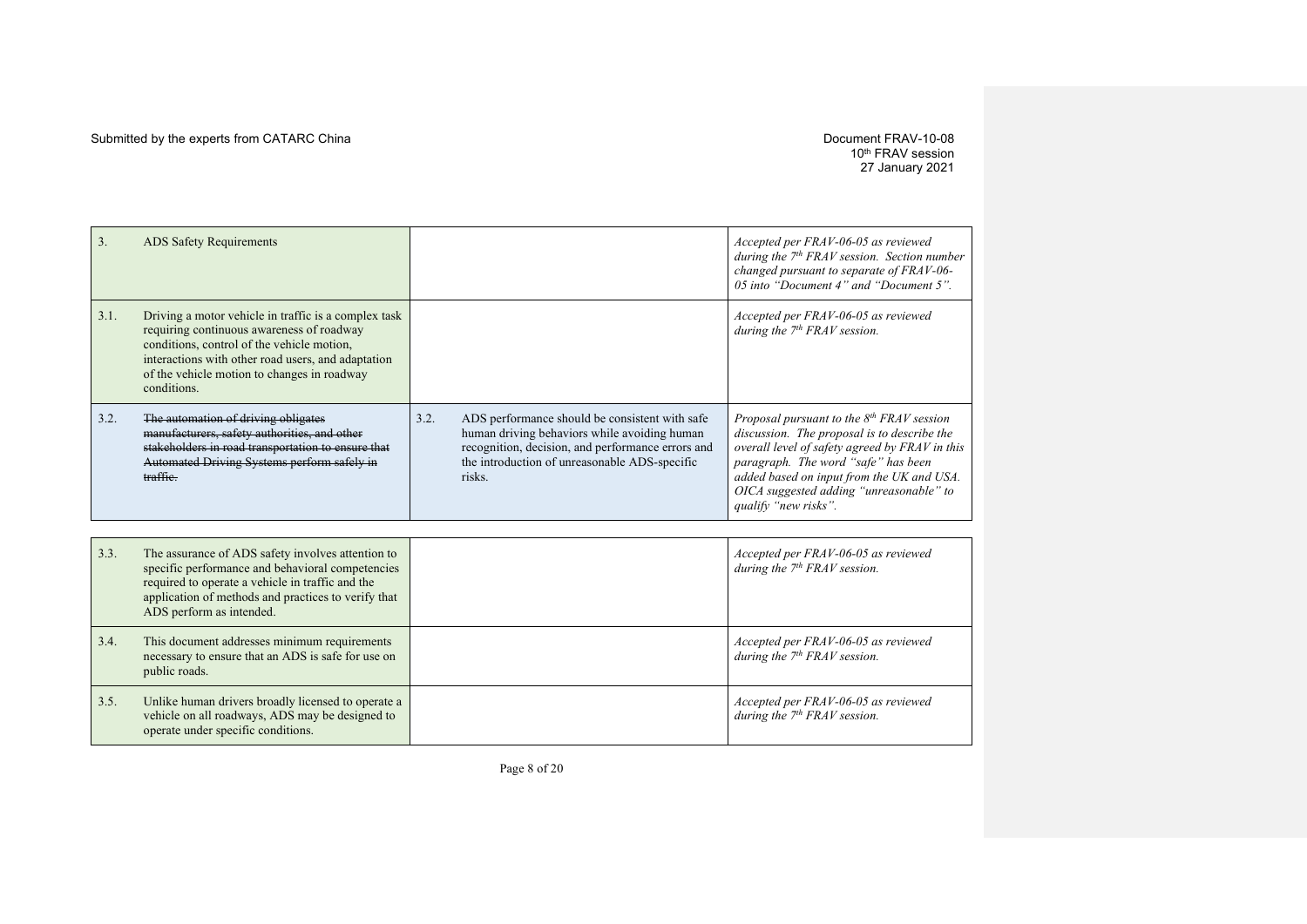Submitted by the experts from CATARC China

Document FRAV-10-08
10th FRAV session
27 January 2021

| | | | | |
|---|---|---|---|---|
| 3. | ADS Safety Requirements | | | *Accepted per FRAV-06-05 as reviewed during the 7th FRAV session. Section number changed pursuant to separate of FRAV-06-05 into "Document 4" and "Document 5".* |
| 3.1. | Driving a motor vehicle in traffic is a complex task requiring continuous awareness of roadway conditions, control of the vehicle motion, interactions with other road users, and adaptation of the vehicle motion to changes in roadway conditions. | | | *Accepted per FRAV-06-05 as reviewed during the 7th FRAV session.* |
| 3.2. | ~~The automation of driving obligates manufacturers, safety authorities, and other stakeholders in road transportation to ensure that Automated Driving Systems perform safely in traffic.~~ | 3.2. | ADS performance should be consistent with safe human driving behaviors while avoiding human recognition, decision, and performance errors and the introduction of unreasonable ADS-specific risks. | *Proposal pursuant to the 8th FRAV session discussion. The proposal is to describe the overall level of safety agreed by FRAV in this paragraph. The word "safe" has been added based on input from the UK and USA. OICA suggested adding "unreasonable" to qualify "new risks".* |
| 3.3. | The assurance of ADS safety involves attention to specific performance and behavioral competencies required to operate a vehicle in traffic and the application of methods and practices to verify that ADS perform as intended. | | | *Accepted per FRAV-06-05 as reviewed during the 7th FRAV session.* |
| 3.4. | This document addresses minimum requirements necessary to ensure that an ADS is safe for use on public roads. | | | *Accepted per FRAV-06-05 as reviewed during the 7th FRAV session.* |
| 3.5. | Unlike human drivers broadly licensed to operate a vehicle on all roadways, ADS may be designed to operate under specific conditions. | | | *Accepted per FRAV-06-05 as reviewed during the 7th FRAV session.* |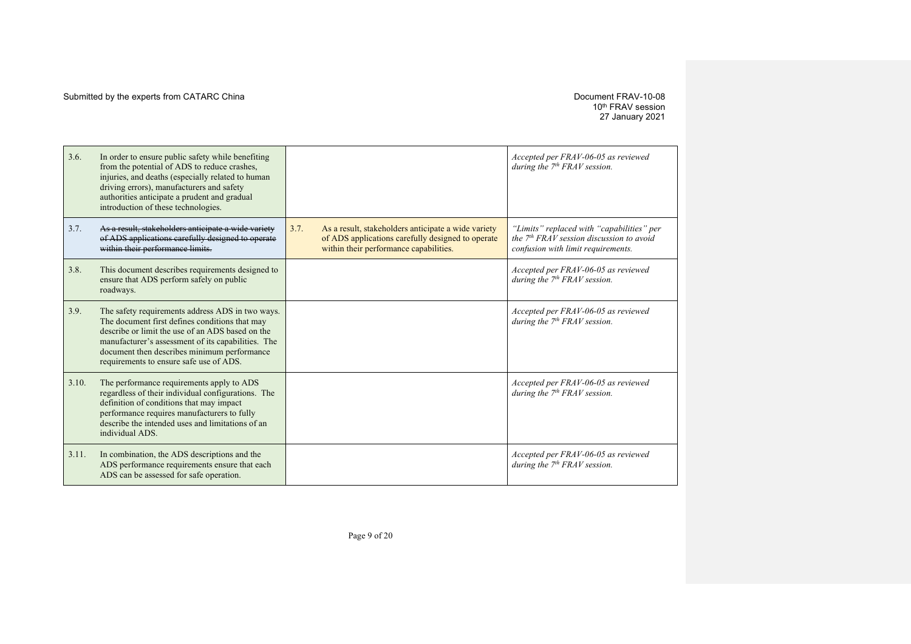| | | | |
|---|---|---|---|
| 3.6. | In order to ensure public safety while benefiting from the potential of ADS to reduce crashes, injuries, and deaths (especially related to human driving errors), manufacturers and safety authorities anticipate a prudent and gradual introduction of these technologies. | | *Accepted per FRAV-06-05 as reviewed during the 7th FRAV session.* |
| 3.7. | ~~As a result, stakeholders anticipate a wide variety of ADS applications carefully designed to operate within their performance limits.~~ | 3.7. As a result, stakeholders anticipate a wide variety of ADS applications carefully designed to operate within their performance capabilities. | *"Limits" replaced with "capabilities" per the 7th FRAV session discussion to avoid confusion with limit requirements.* |
| 3.8. | This document describes requirements designed to ensure that ADS perform safely on public roadways. | | *Accepted per FRAV-06-05 as reviewed during the 7th FRAV session.* |
| 3.9. | The safety requirements address ADS in two ways. The document first defines conditions that may describe or limit the use of an ADS based on the manufacturer's assessment of its capabilities. The document then describes minimum performance requirements to ensure safe use of ADS. | | *Accepted per FRAV-06-05 as reviewed during the 7th FRAV session.* |
| 3.10. | The performance requirements apply to ADS regardless of their individual configurations. The definition of conditions that may impact performance requires manufacturers to fully describe the intended uses and limitations of an individual ADS. | | *Accepted per FRAV-06-05 as reviewed during the 7th FRAV session.* |
| 3.11. | In combination, the ADS descriptions and the ADS performance requirements ensure that each ADS can be assessed for safe operation. | | *Accepted per FRAV-06-05 as reviewed during the 7th FRAV session.* |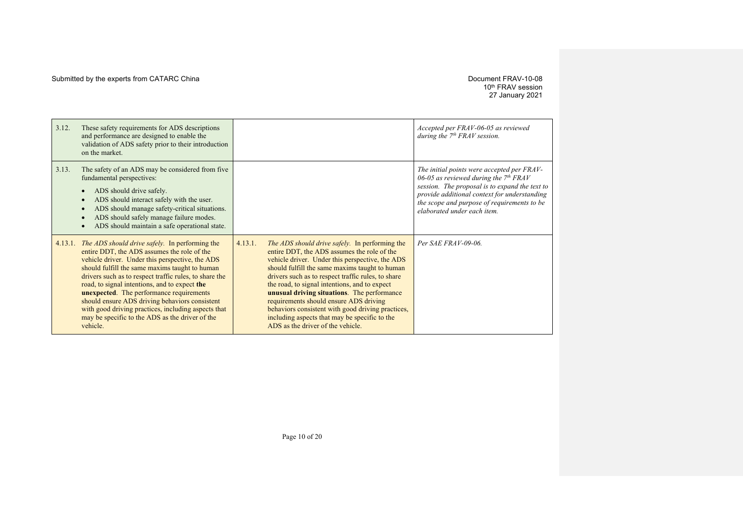Submitted by the experts from CATARC China

Document FRAV-10-08
10th FRAV session
27 January 2021

| | | |
|---|---|---|
| 3.12. These safety requirements for ADS descriptions and performance are designed to enable the validation of ADS safety prior to their introduction on the market. | | *Accepted per FRAV-06-05 as reviewed during the 7th FRAV session.* |
| 3.13. The safety of an ADS may be considered from five fundamental perspectives:<br>• ADS should drive safely.<br>• ADS should interact safely with the user.<br>• ADS should manage safety-critical situations.<br>• ADS should safely manage failure modes.<br>• ADS should maintain a safe operational state. | | *The initial points were accepted per FRAV-06-05 as reviewed during the 7th FRAV session. The proposal is to expand the text to provide additional context for understanding the scope and purpose of requirements to be elaborated under each item.* |
| 4.13.1. *The ADS should drive safely.* In performing the entire DDT, the ADS assumes the role of the vehicle driver. Under this perspective, the ADS should fulfill the same maxims taught to human drivers such as to respect traffic rules, to share the road, to signal intentions, and to expect **the unexpected**. The performance requirements should ensure ADS driving behaviors consistent with good driving practices, including aspects that may be specific to the ADS as the driver of the vehicle. | 4.13.1. *The ADS should drive safely.* In performing the entire DDT, the ADS assumes the role of the vehicle driver. Under this perspective, the ADS should fulfill the same maxims taught to human drivers such as to respect traffic rules, to share the road, to signal intentions, and to expect **unusual driving situations**. The performance requirements should ensure ADS driving behaviors consistent with good driving practices, including aspects that may be specific to the ADS as the driver of the vehicle. | *Per SAE FRAV-09-06.* |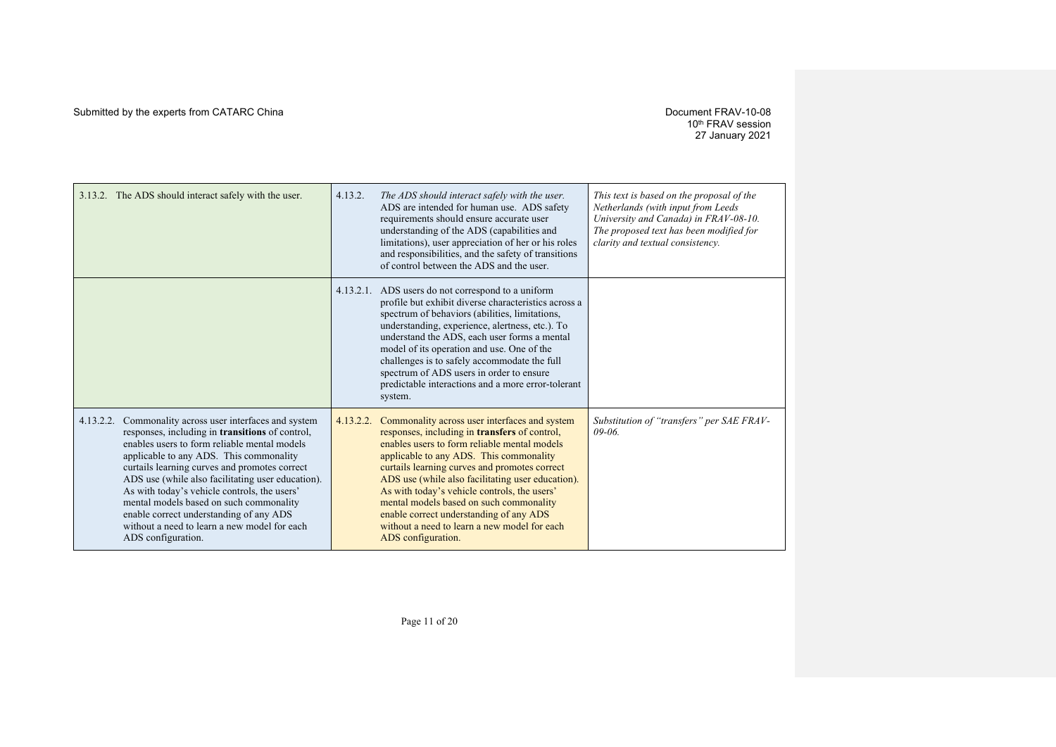| | | |
|---|---|---|
| 3.13.2. The ADS should interact safely with the user. | 4.13.2. *The ADS should interact safely with the user.* ADS are intended for human use. ADS safety requirements should ensure accurate user understanding of the ADS (capabilities and limitations), user appreciation of her or his roles and responsibilities, and the safety of transitions of control between the ADS and the user. | *This text is based on the proposal of the Netherlands (with input from Leeds University and Canada) in FRAV-08-10. The proposed text has been modified for clarity and textual consistency.* |
| | 4.13.2.1. ADS users do not correspond to a uniform profile but exhibit diverse characteristics across a spectrum of behaviors (abilities, limitations, understanding, experience, alertness, etc.). To understand the ADS, each user forms a mental model of its operation and use. One of the challenges is to safely accommodate the full spectrum of ADS users in order to ensure predictable interactions and a more error-tolerant system. | |
| 4.13.2.2. Commonality across user interfaces and system responses, including in **transitions** of control, enables users to form reliable mental models applicable to any ADS. This commonality curtails learning curves and promotes correct ADS use (while also facilitating user education). As with today's vehicle controls, the users' mental models based on such commonality enable correct understanding of any ADS without a need to learn a new model for each ADS configuration. | 4.13.2.2. Commonality across user interfaces and system responses, including in **transfers** of control, enables users to form reliable mental models applicable to any ADS. This commonality curtails learning curves and promotes correct ADS use (while also facilitating user education). As with today's vehicle controls, the users' mental models based on such commonality enable correct understanding of any ADS without a need to learn a new model for each ADS configuration. | *Substitution of "transfers" per SAE FRAV-09-06.* |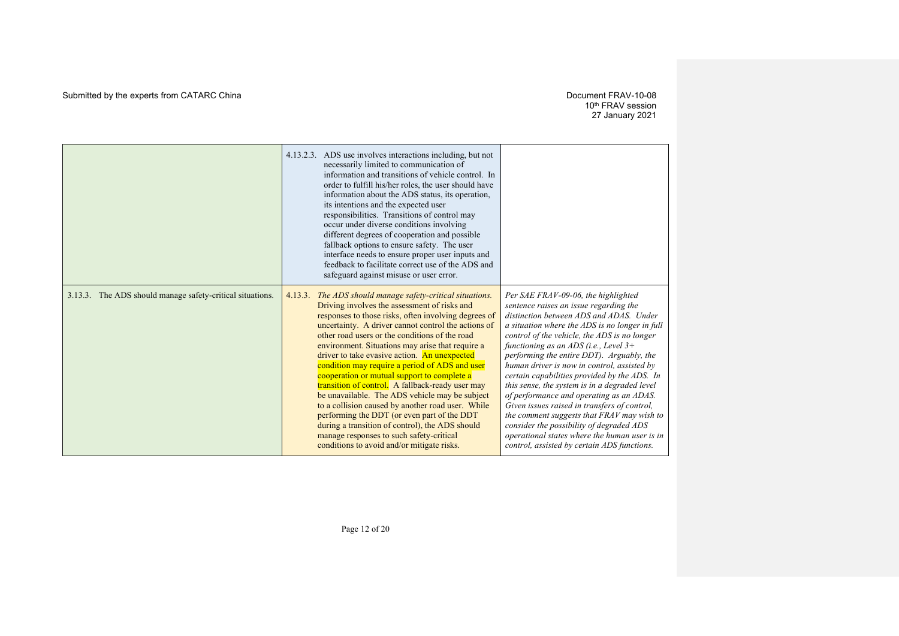| | | |
|---|---|---|
| | 4.13.2.3. ADS use involves interactions including, but not necessarily limited to communication of information and transitions of vehicle control. In order to fulfill his/her roles, the user should have information about the ADS status, its operation, its intentions and the expected user responsibilities. Transitions of control may occur under diverse conditions involving different degrees of cooperation and possible fallback options to ensure safety. The user interface needs to ensure proper user inputs and feedback to facilitate correct use of the ADS and safeguard against misuse or user error. | |
| 3.13.3. The ADS should manage safety-critical situations. | 4.13.3. *The ADS should manage safety-critical situations.* Driving involves the assessment of risks and responses to those risks, often involving degrees of uncertainty. A driver cannot control the actions of other road users or the conditions of the road environment. Situations may arise that require a driver to take evasive action. An unexpected condition may require a period of ADS and user cooperation or mutual support to complete a transition of control. A fallback-ready user may be unavailable. The ADS vehicle may be subject to a collision caused by another road user. While performing the DDT (or even part of the DDT during a transition of control), the ADS should manage responses to such safety-critical conditions to avoid and/or mitigate risks. | *Per SAE FRAV-09-06, the highlighted sentence raises an issue regarding the distinction between ADS and ADAS. Under a situation where the ADS is no longer in full control of the vehicle, the ADS is no longer functioning as an ADS (i.e., Level 3+ performing the entire DDT). Arguably, the human driver is now in control, assisted by certain capabilities provided by the ADS. In this sense, the system is in a degraded level of performance and operating as an ADAS. Given issues raised in transfers of control, the comment suggests that FRAV may wish to consider the possibility of degraded ADS operational states where the human user is in control, assisted by certain ADS functions.* |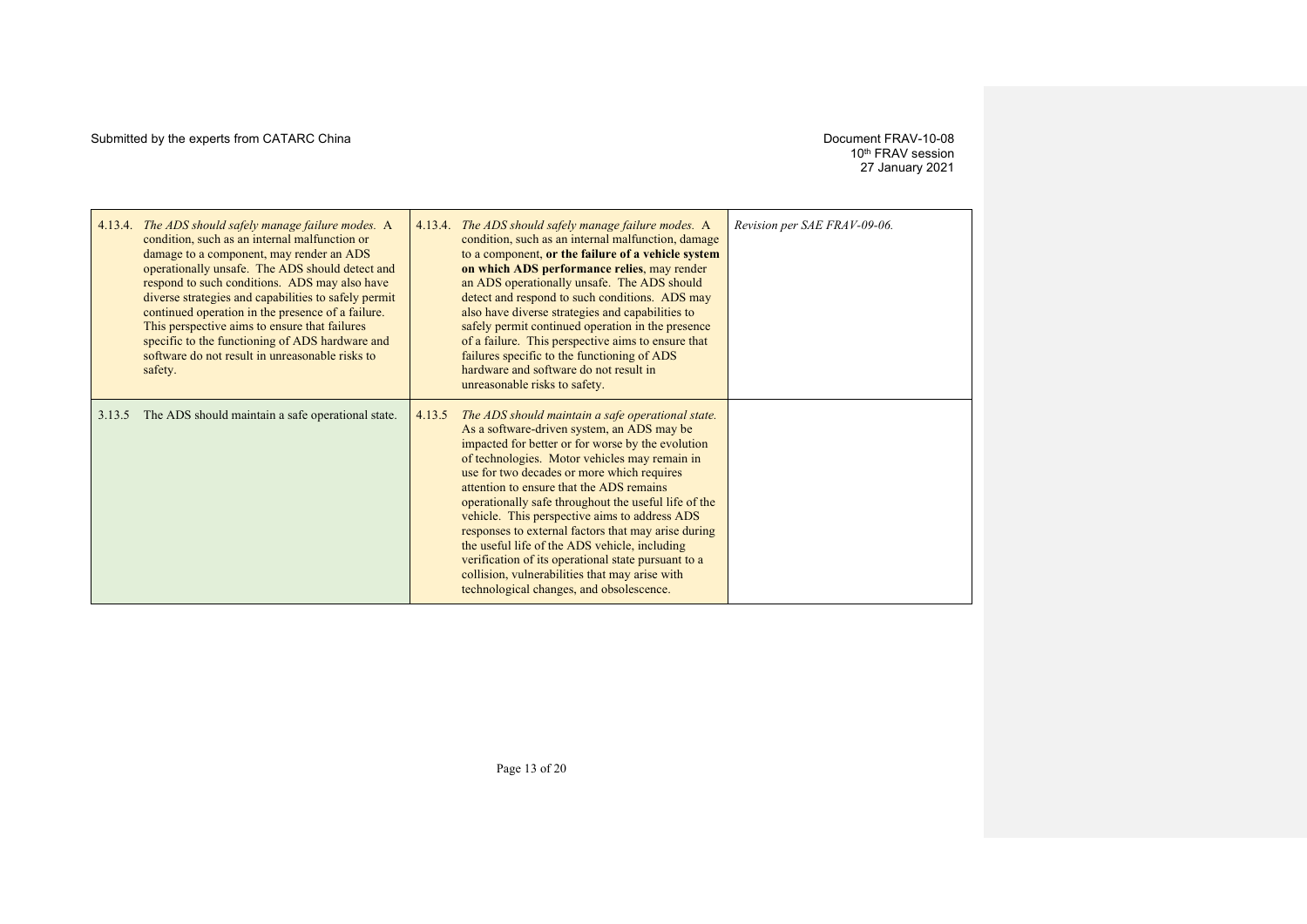Submitted by the experts from CATARC China

Document FRAV-10-08
10th FRAV session
27 January 2021

| | | |
|---|---|---|
| 4.13.4. *The ADS should safely manage failure modes.* A condition, such as an internal malfunction or damage to a component, may render an ADS operationally unsafe. The ADS should detect and respond to such conditions. ADS may also have diverse strategies and capabilities to safely permit continued operation in the presence of a failure. This perspective aims to ensure that failures specific to the functioning of ADS hardware and software do not result in unreasonable risks to safety. | 4.13.4. *The ADS should safely manage failure modes.* A condition, such as an internal malfunction, damage to a component, **or the failure of a vehicle system on which ADS performance relies**, may render an ADS operationally unsafe. The ADS should detect and respond to such conditions. ADS may also have diverse strategies and capabilities to safely permit continued operation in the presence of a failure. This perspective aims to ensure that failures specific to the functioning of ADS hardware and software do not result in unreasonable risks to safety. | *Revision per SAE FRAV-09-06.* |
| 3.13.5 The ADS should maintain a safe operational state. | 4.13.5 *The ADS should maintain a safe operational state.* As a software-driven system, an ADS may be impacted for better or for worse by the evolution of technologies. Motor vehicles may remain in use for two decades or more which requires attention to ensure that the ADS remains operationally safe throughout the useful life of the vehicle. This perspective aims to address ADS responses to external factors that may arise during the useful life of the ADS vehicle, including verification of its operational state pursuant to a collision, vulnerabilities that may arise with technological changes, and obsolescence. | |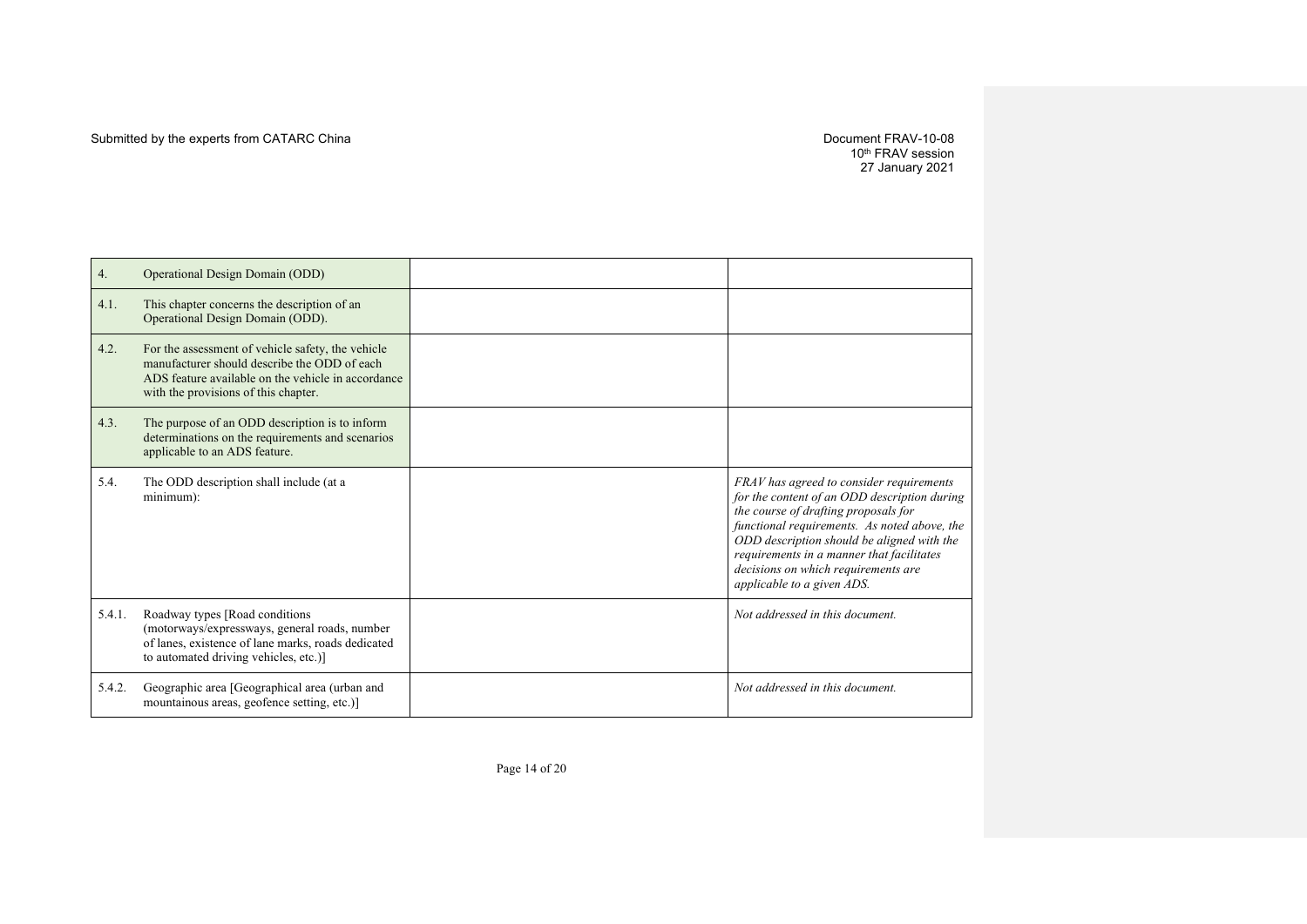| | | | |
|---|---|---|---|
| 4. | Operational Design Domain (ODD) | | |
| 4.1. | This chapter concerns the description of an Operational Design Domain (ODD). | | |
| 4.2. | For the assessment of vehicle safety, the vehicle manufacturer should describe the ODD of each ADS feature available on the vehicle in accordance with the provisions of this chapter. | | |
| 4.3. | The purpose of an ODD description is to inform determinations on the requirements and scenarios applicable to an ADS feature. | | |
| 5.4. | The ODD description shall include (at a minimum): | | *FRAV has agreed to consider requirements for the content of an ODD description during the course of drafting proposals for functional requirements. As noted above, the ODD description should be aligned with the requirements in a manner that facilitates decisions on which requirements are applicable to a given ADS.* |
| 5.4.1. | Roadway types [Road conditions (motorways/expressways, general roads, number of lanes, existence of lane marks, roads dedicated to automated driving vehicles, etc.)] | | *Not addressed in this document.* |
| 5.4.2. | Geographic area [Geographical area (urban and mountainous areas, geofence setting, etc.)] | | *Not addressed in this document.* |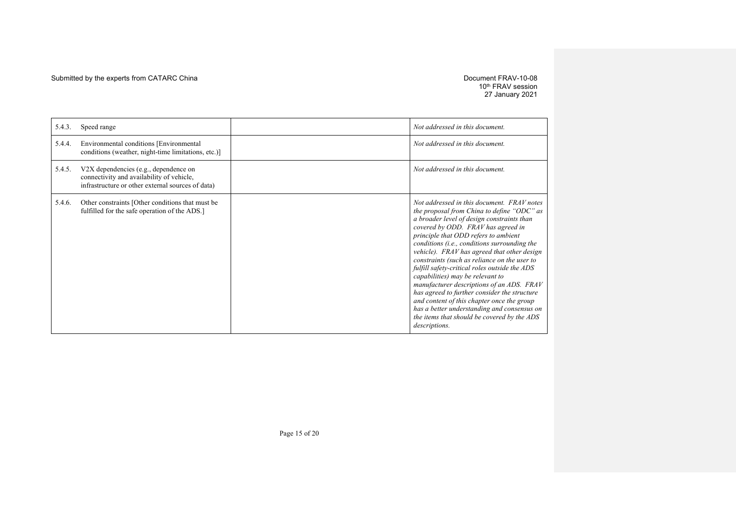| | | | |
|---|---|---|---|
| 5.4.3. | Speed range | | *Not addressed in this document.* |
| 5.4.4. | Environmental conditions [Environmental conditions (weather, night-time limitations, etc.)] | | *Not addressed in this document.* |
| 5.4.5. | V2X dependencies (e.g., dependence on connectivity and availability of vehicle, infrastructure or other external sources of data) | | *Not addressed in this document.* |
| 5.4.6. | Other constraints [Other conditions that must be fulfilled for the safe operation of the ADS.] | | *Not addressed in this document. FRAV notes the proposal from China to define "ODC" as a broader level of design constraints than covered by ODD. FRAV has agreed in principle that ODD refers to ambient conditions (i.e., conditions surrounding the vehicle). FRAV has agreed that other design constraints (such as reliance on the user to fulfill safety-critical roles outside the ADS capabilities) may be relevant to manufacturer descriptions of an ADS. FRAV has agreed to further consider the structure and content of this chapter once the group has a better understanding and consensus on the items that should be covered by the ADS descriptions.* |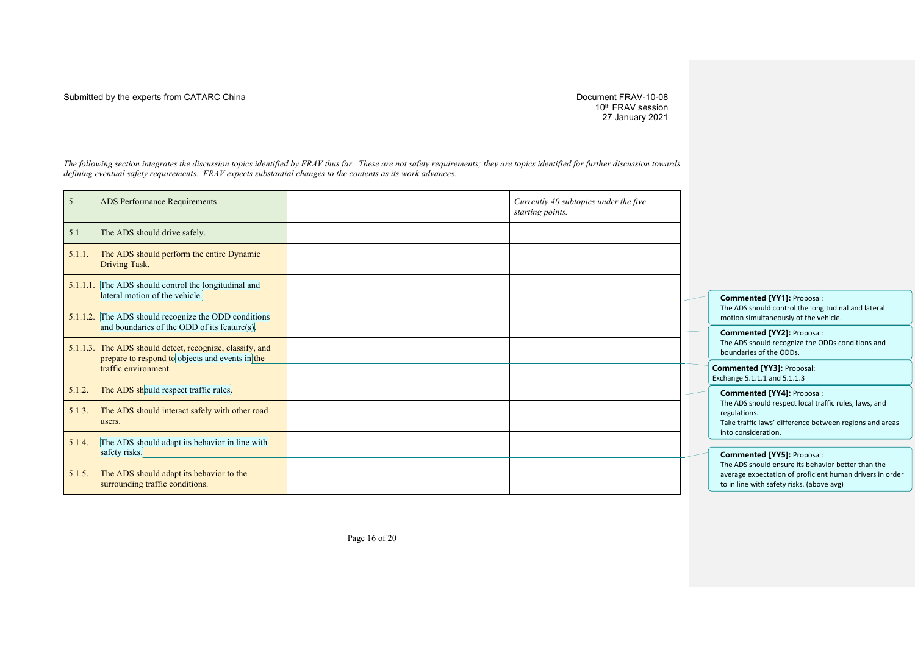Submitted by the experts from CATARC China

Document FRAV-10-08
10th FRAV session
27 January 2021

*The following section integrates the discussion topics identified by FRAV thus far. These are not safety requirements; they are topics identified for further discussion towards defining eventual safety requirements. FRAV expects substantial changes to the contents as its work advances.*

| 5. ADS Performance Requirements | | *Currently 40 subtopics under the five starting points.* |
|---|---|---|
| 5.1. The ADS should drive safely. | | |
| 5.1.1. The ADS should perform the entire Dynamic Driving Task. | | |
| 5.1.1.1. The ADS should control the longitudinal and lateral motion of the vehicle. | | |
| 5.1.1.2. The ADS should recognize the ODD conditions and boundaries of the ODD of its feature(s). | | |
| 5.1.1.3. The ADS should detect, recognize, classify, and prepare to respond to objects and events in the traffic environment. | | |
| 5.1.2. The ADS should respect traffic rules. | | |
| 5.1.3. The ADS should interact safely with other road users. | | |
| 5.1.4. The ADS should adapt its behavior in line with safety risks. | | |
| 5.1.5. The ADS should adapt its behavior to the surrounding traffic conditions. | | |

**Commented [YY1]:** Proposal:
The ADS should control the longitudinal and lateral motion simultaneously of the vehicle.

**Commented [YY2]:** Proposal:
The ADS should recognize the ODDs conditions and boundaries of the ODDs.

**Commented [YY3]:** Proposal:
Exchange 5.1.1.1 and 5.1.1.3

**Commented [YY4]:** Proposal:
The ADS should respect local traffic rules, laws, and regulations.
Take traffic laws' difference between regions and areas into consideration.

**Commented [YY5]:** Proposal:
The ADS should ensure its behavior better than the average expectation of proficient human drivers in order to in line with safety risks. (above avg)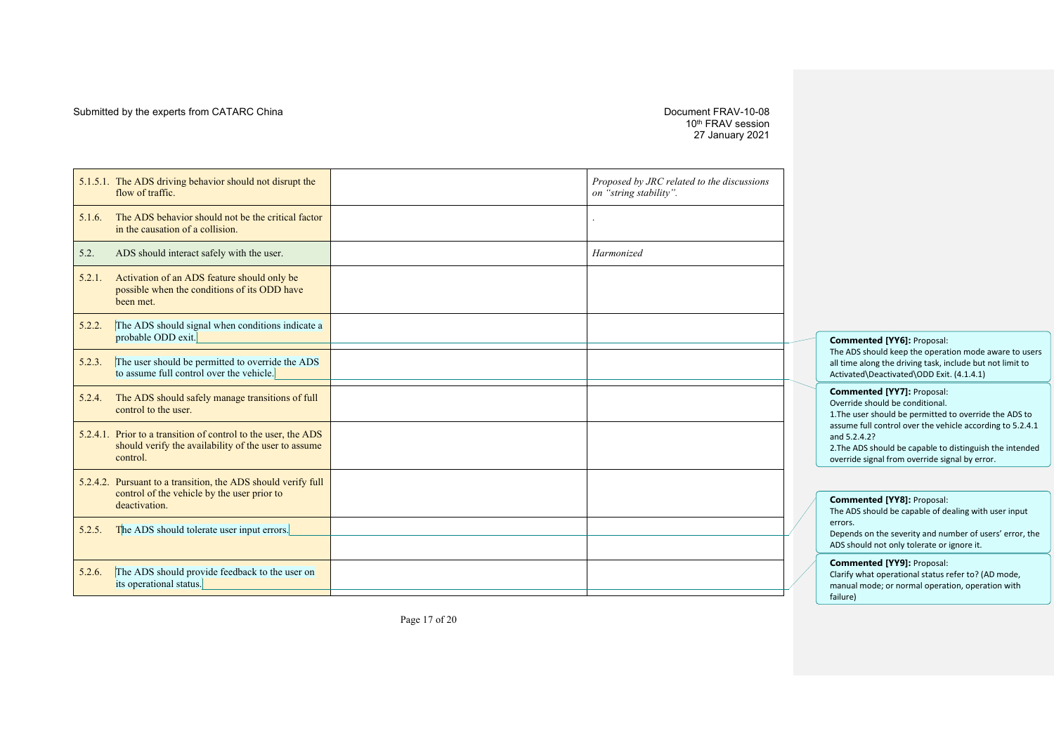| | | |
|---|---|---|
| 5.1.5.1. The ADS driving behavior should not disrupt the flow of traffic. | | *Proposed by JRC related to the discussions on "string stability".* |
| 5.1.6. The ADS behavior should not be the critical factor in the causation of a collision. | | . |
| 5.2. ADS should interact safely with the user. | | *Harmonized* |
| 5.2.1. Activation of an ADS feature should only be possible when the conditions of its ODD have been met. | | |
| 5.2.2. The ADS should signal when conditions indicate a probable ODD exit. | | |
| 5.2.3. The user should be permitted to override the ADS to assume full control over the vehicle. | | |
| 5.2.4. The ADS should safely manage transitions of full control to the user. | | |
| 5.2.4.1. Prior to a transition of control to the user, the ADS should verify the availability of the user to assume control. | | |
| 5.2.4.2. Pursuant to a transition, the ADS should verify full control of the vehicle by the user prior to deactivation. | | |
| 5.2.5. The ADS should tolerate user input errors. | | |
| 5.2.6. The ADS should provide feedback to the user on its operational status. | | |

**Commented [YY6]:** Proposal:
The ADS should keep the operation mode aware to users all time along the driving task, include but not limit to Activated\Deactivated\ODD Exit. (4.1.4.1)

**Commented [YY7]:** Proposal:
Override should be conditional.
1.The user should be permitted to override the ADS to assume full control over the vehicle according to 5.2.4.1 and 5.2.4.2?
2.The ADS should be capable to distinguish the intended override signal from override signal by error.

**Commented [YY8]:** Proposal:
The ADS should be capable of dealing with user input errors.
Depends on the severity and number of users' error, the ADS should not only tolerate or ignore it.

**Commented [YY9]:** Proposal:
Clarify what operational status refer to? (AD mode, manual mode; or normal operation, operation with failure)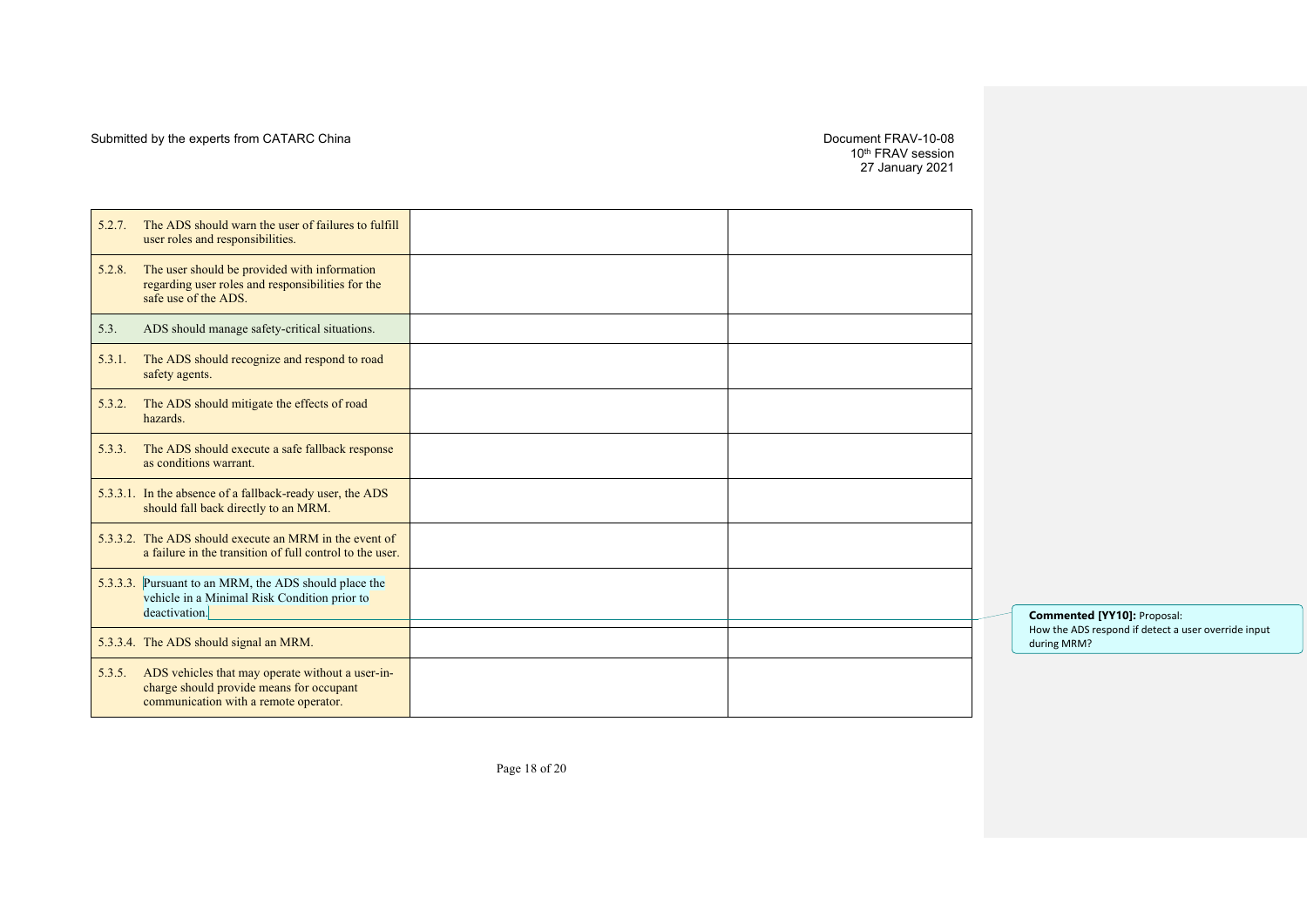| | | |
|---|---|---|
| 5.2.7. The ADS should warn the user of failures to fulfill user roles and responsibilities. | | |
| 5.2.8. The user should be provided with information regarding user roles and responsibilities for the safe use of the ADS. | | |
| 5.3. ADS should manage safety-critical situations. | | |
| 5.3.1. The ADS should recognize and respond to road safety agents. | | |
| 5.3.2. The ADS should mitigate the effects of road hazards. | | |
| 5.3.3. The ADS should execute a safe fallback response as conditions warrant. | | |
| 5.3.3.1. In the absence of a fallback-ready user, the ADS should fall back directly to an MRM. | | |
| 5.3.3.2. The ADS should execute an MRM in the event of a failure in the transition of full control to the user. | | |
| 5.3.3.3. Pursuant to an MRM, the ADS should place the vehicle in a Minimal Risk Condition prior to deactivation. | | |
| 5.3.3.4. The ADS should signal an MRM. | | |
| 5.3.5. ADS vehicles that may operate without a user-in-charge should provide means for occupant communication with a remote operator. | | |

**Commented [YY10]:** Proposal:
How the ADS respond if detect a user override input during MRM?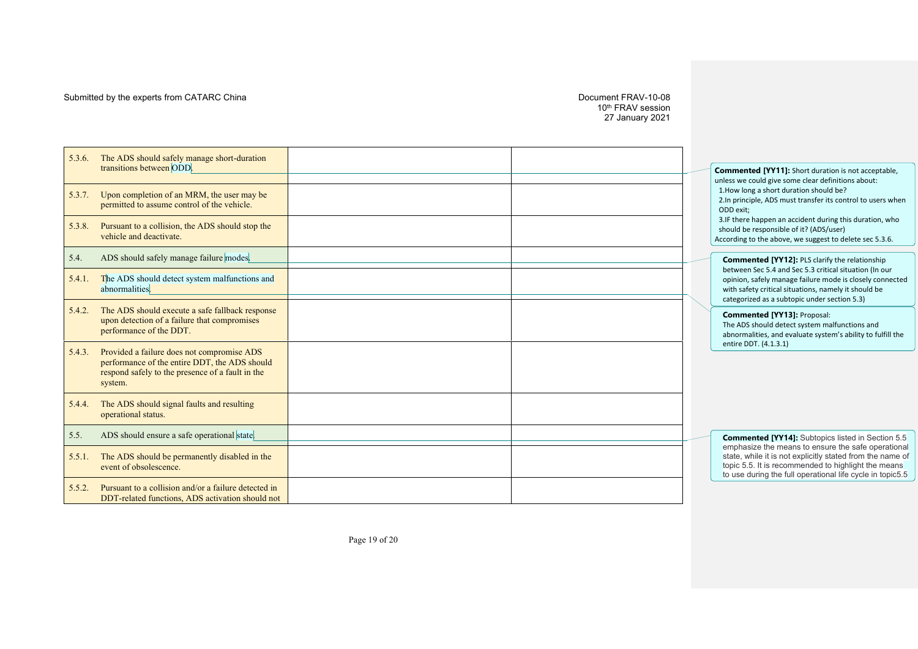Submitted by the experts from CATARC China

Document FRAV-10-08
10th FRAV session
27 January 2021

| | | | |
|---|---|---|---|
| 5.3.6. | The ADS should safely manage short-duration transitions between ODD. | | |
| 5.3.7. | Upon completion of an MRM, the user may be permitted to assume control of the vehicle. | | |
| 5.3.8. | Pursuant to a collision, the ADS should stop the vehicle and deactivate. | | |
| 5.4. | ADS should safely manage failure modes. | | |
| 5.4.1. | The ADS should detect system malfunctions and abnormalities. | | |
| 5.4.2. | The ADS should execute a safe fallback response upon detection of a failure that compromises performance of the DDT. | | |
| 5.4.3. | Provided a failure does not compromise ADS performance of the entire DDT, the ADS should respond safely to the presence of a fault in the system. | | |
| 5.4.4. | The ADS should signal faults and resulting operational status. | | |
| 5.5. | ADS should ensure a safe operational state. | | |
| 5.5.1. | The ADS should be permanently disabled in the event of obsolescence. | | |
| 5.5.2. | Pursuant to a collision and/or a failure detected in DDT-related functions, ADS activation should not | | |

**Commented [YY11]:** Short duration is not acceptable, unless we could give some clear definitions about:
1.How long a short duration should be?
2.In principle, ADS must transfer its control to users when ODD exit;
3.IF there happen an accident during this duration, who should be responsible of it? (ADS/user)
According to the above, we suggest to delete sec 5.3.6.

**Commented [YY12]:** PLS clarify the relationship between Sec 5.4 and Sec 5.3 critical situation (In our opinion, safely manage failure mode is closely connected with safety critical situations, namely it should be categorized as a subtopic under section 5.3)

**Commented [YY13]:** Proposal:
The ADS should detect system malfunctions and abnormalities, and evaluate system's ability to fulfill the entire DDT. (4.1.3.1)

**Commented [YY14]:** Subtopics listed in Section 5.5 emphasize the means to ensure the safe operational state, while it is not explicitly stated from the name of topic 5.5. It is recommended to highlight the means to use during the full operational life cycle in topic5.5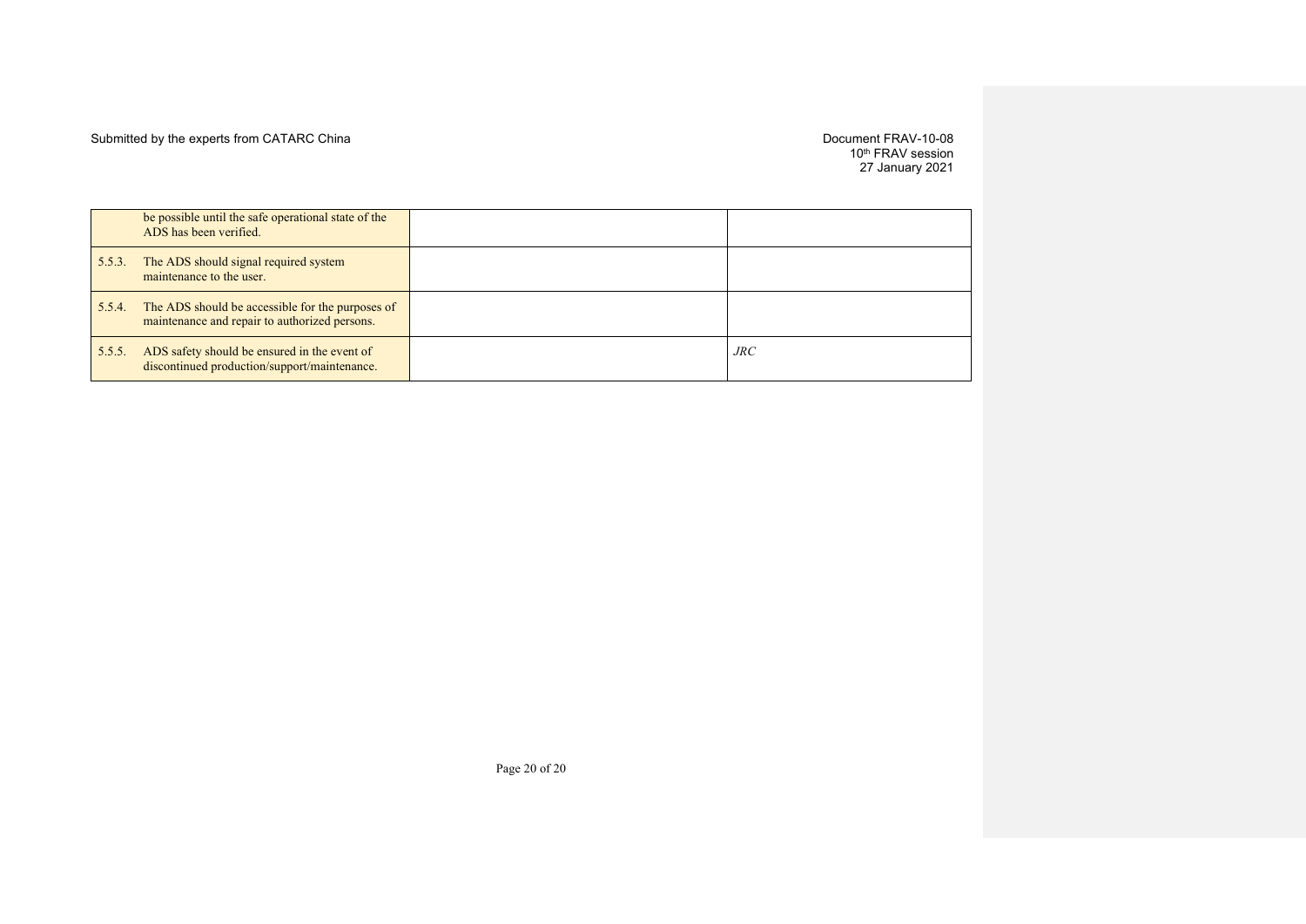| | | | |
|---|---|---|---|
| | be possible until the safe operational state of the ADS has been verified. | | |
| 5.5.3. | The ADS should signal required system maintenance to the user. | | |
| 5.5.4. | The ADS should be accessible for the purposes of maintenance and repair to authorized persons. | | |
| 5.5.5. | ADS safety should be ensured in the event of discontinued production/support/maintenance. | | *JRC* |